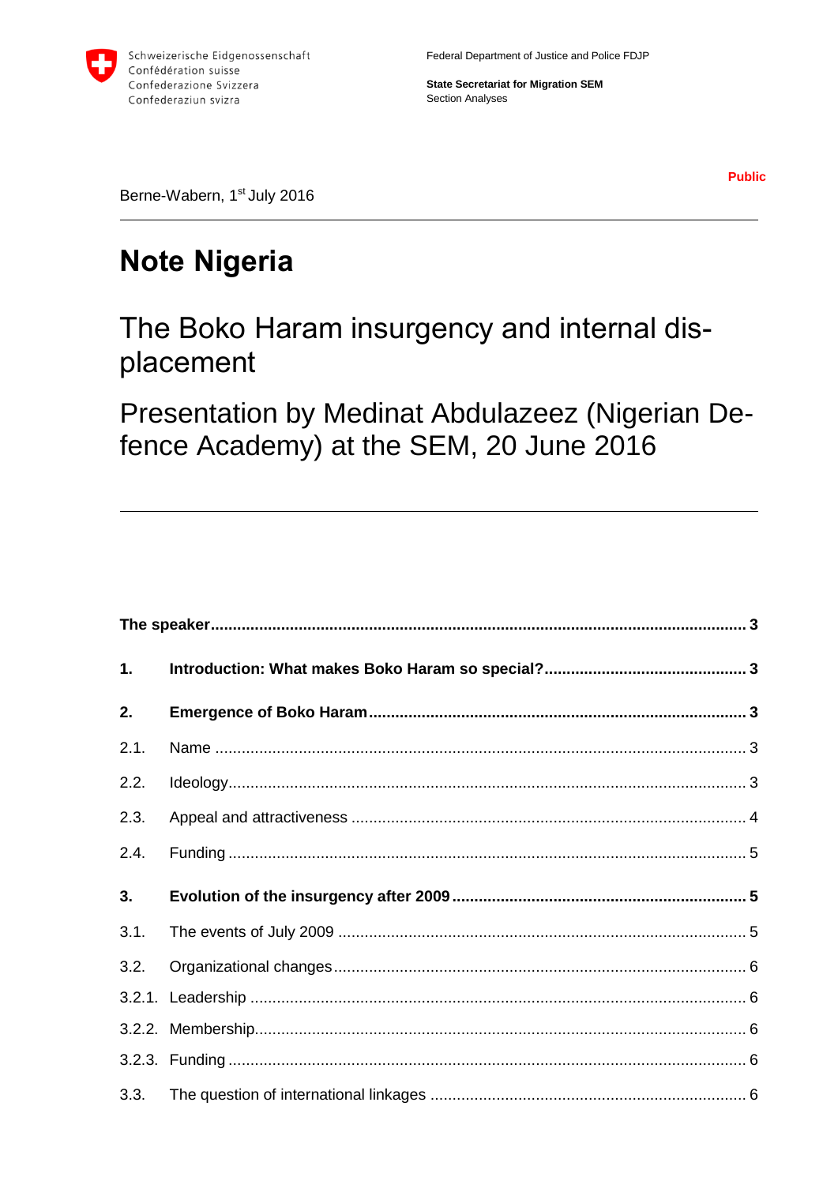Schweizerische Eidgenossenschaft
Confédération suisse
Confederazione Svizzera
Confederaziun svizra

Federal Department of Justice and Police FDJP

**State Secretariat for Migration SEM**
Section Analyses

**Public**

Berne-Wabern, 1st July 2016

# Note Nigeria

## The Boko Haram insurgency and internal displacement

## Presentation by Medinat Abdulazeez (Nigerian Defence Academy) at the SEM, 20 June 2016

**The speaker** ... 3

**1. Introduction: What makes Boko Haram so special?** ... 3

**2. Emergence of Boko Haram** ... 3

2.1. Name ... 3

2.2. Ideology ... 3

2.3. Appeal and attractiveness ... 4

2.4. Funding ... 5

**3. Evolution of the insurgency after 2009** ... 5

3.1. The events of July 2009 ... 5

3.2. Organizational changes ... 6

3.2.1. Leadership ... 6

3.2.2. Membership ... 6

3.2.3. Funding ... 6

3.3. The question of international linkages ... 6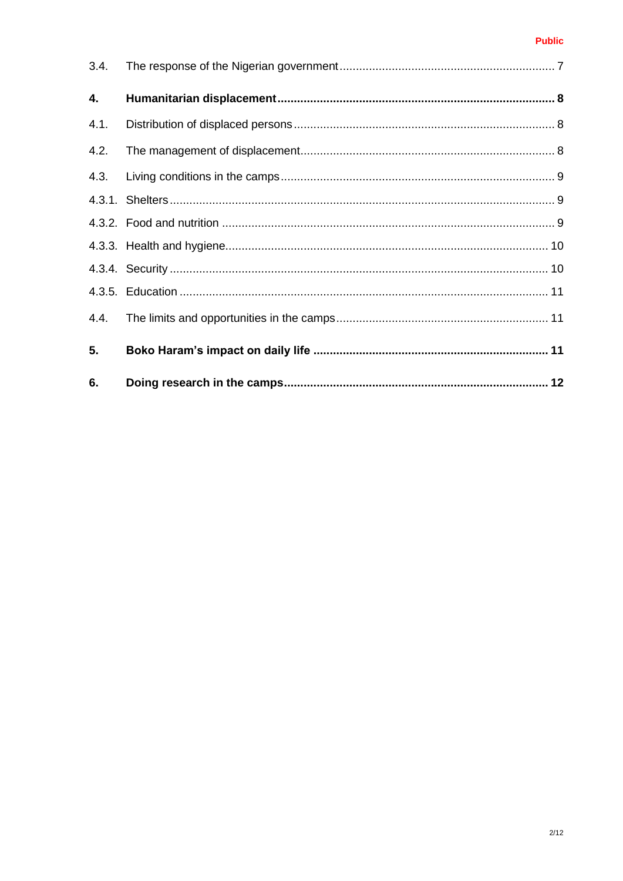3.4. The response of the Nigerian government ........ 7

**4. Humanitarian displacement ........ 8**

4.1. Distribution of displaced persons ........ 8

4.2. The management of displacement ........ 8

4.3. Living conditions in the camps ........ 9

4.3.1. Shelters ........ 9

4.3.2. Food and nutrition ........ 9

4.3.3. Health and hygiene ........ 10

4.3.4. Security ........ 10

4.3.5. Education ........ 11

4.4. The limits and opportunities in the camps ........ 11

**5. Boko Haram's impact on daily life ........ 11**

**6. Doing research in the camps ........ 12**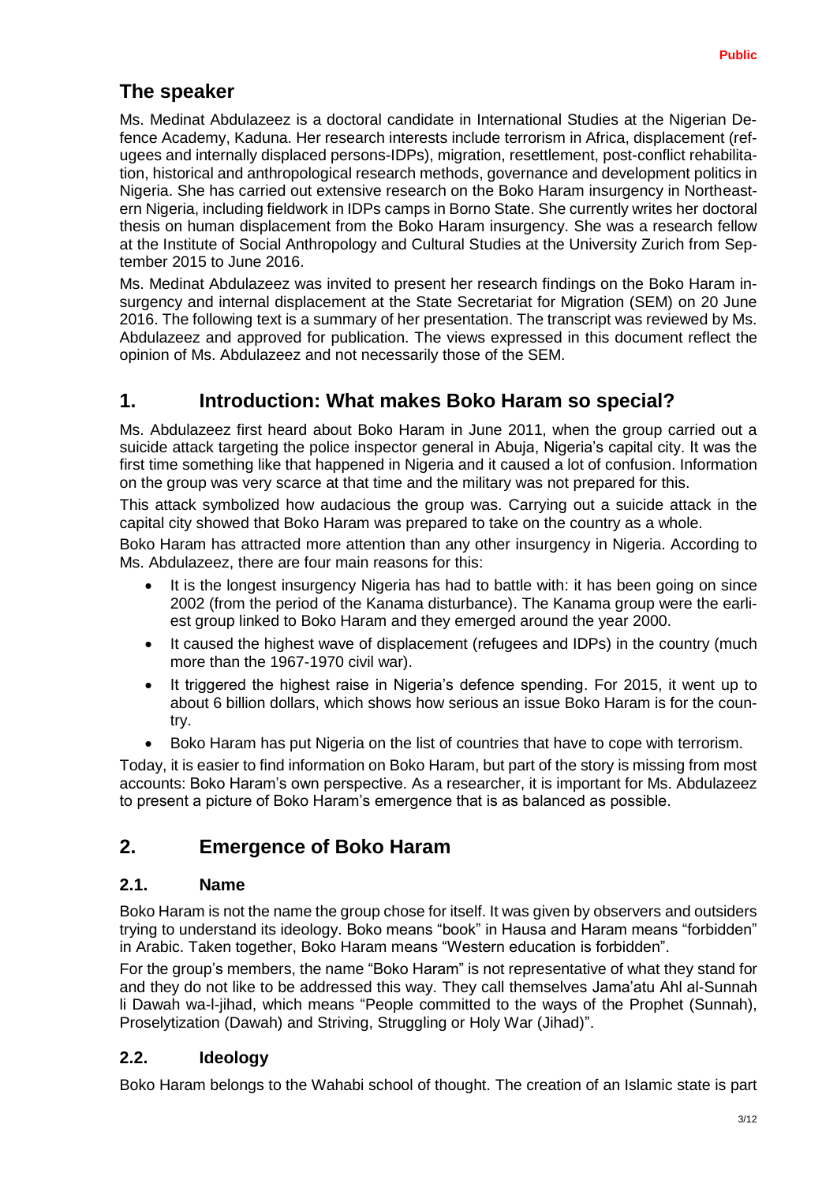## The speaker

Ms. Medinat Abdulazeez is a doctoral candidate in International Studies at the Nigerian Defence Academy, Kaduna. Her research interests include terrorism in Africa, displacement (refugees and internally displaced persons-IDPs), migration, resettlement, post-conflict rehabilitation, historical and anthropological research methods, governance and development politics in Nigeria. She has carried out extensive research on the Boko Haram insurgency in Northeastern Nigeria, including fieldwork in IDPs camps in Borno State. She currently writes her doctoral thesis on human displacement from the Boko Haram insurgency. She was a research fellow at the Institute of Social Anthropology and Cultural Studies at the University Zurich from September 2015 to June 2016.

Ms. Medinat Abdulazeez was invited to present her research findings on the Boko Haram insurgency and internal displacement at the State Secretariat for Migration (SEM) on 20 June 2016. The following text is a summary of her presentation. The transcript was reviewed by Ms. Abdulazeez and approved for publication. The views expressed in this document reflect the opinion of Ms. Abdulazeez and not necessarily those of the SEM.

## 1. Introduction: What makes Boko Haram so special?

Ms. Abdulazeez first heard about Boko Haram in June 2011, when the group carried out a suicide attack targeting the police inspector general in Abuja, Nigeria's capital city. It was the first time something like that happened in Nigeria and it caused a lot of confusion. Information on the group was very scarce at that time and the military was not prepared for this.

This attack symbolized how audacious the group was. Carrying out a suicide attack in the capital city showed that Boko Haram was prepared to take on the country as a whole.

Boko Haram has attracted more attention than any other insurgency in Nigeria. According to Ms. Abdulazeez, there are four main reasons for this:

- It is the longest insurgency Nigeria has had to battle with: it has been going on since 2002 (from the period of the Kanama disturbance). The Kanama group were the earliest group linked to Boko Haram and they emerged around the year 2000.
- It caused the highest wave of displacement (refugees and IDPs) in the country (much more than the 1967-1970 civil war).
- It triggered the highest raise in Nigeria's defence spending. For 2015, it went up to about 6 billion dollars, which shows how serious an issue Boko Haram is for the country.
- Boko Haram has put Nigeria on the list of countries that have to cope with terrorism.

Today, it is easier to find information on Boko Haram, but part of the story is missing from most accounts: Boko Haram's own perspective. As a researcher, it is important for Ms. Abdulazeez to present a picture of Boko Haram's emergence that is as balanced as possible.

## 2. Emergence of Boko Haram

### 2.1. Name

Boko Haram is not the name the group chose for itself. It was given by observers and outsiders trying to understand its ideology. Boko means "book" in Hausa and Haram means "forbidden" in Arabic. Taken together, Boko Haram means "Western education is forbidden".

For the group's members, the name "Boko Haram" is not representative of what they stand for and they do not like to be addressed this way. They call themselves Jama'atu Ahl al-Sunnah li Dawah wa-l-jihad, which means "People committed to the ways of the Prophet (Sunnah), Proselytization (Dawah) and Striving, Struggling or Holy War (Jihad)".

### 2.2. Ideology

Boko Haram belongs to the Wahabi school of thought. The creation of an Islamic state is part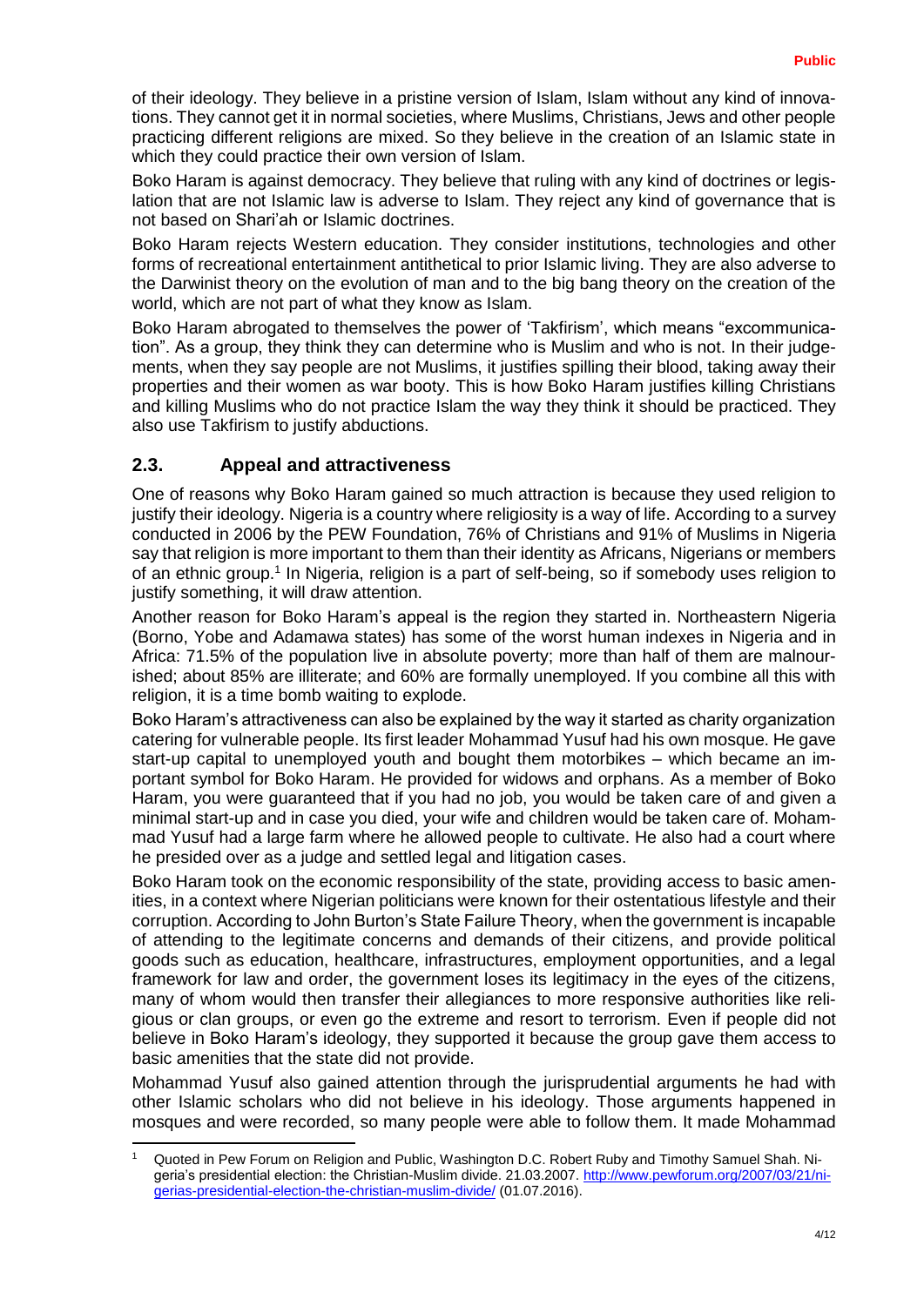of their ideology. They believe in a pristine version of Islam, Islam without any kind of innovations. They cannot get it in normal societies, where Muslims, Christians, Jews and other people practicing different religions are mixed. So they believe in the creation of an Islamic state in which they could practice their own version of Islam.

Boko Haram is against democracy. They believe that ruling with any kind of doctrines or legislation that are not Islamic law is adverse to Islam. They reject any kind of governance that is not based on Shari'ah or Islamic doctrines.

Boko Haram rejects Western education. They consider institutions, technologies and other forms of recreational entertainment antithetical to prior Islamic living. They are also adverse to the Darwinist theory on the evolution of man and to the big bang theory on the creation of the world, which are not part of what they know as Islam.

Boko Haram abrogated to themselves the power of 'Takfirism', which means "excommunication". As a group, they think they can determine who is Muslim and who is not. In their judgements, when they say people are not Muslims, it justifies spilling their blood, taking away their properties and their women as war booty. This is how Boko Haram justifies killing Christians and killing Muslims who do not practice Islam the way they think it should be practiced. They also use Takfirism to justify abductions.

## 2.3. Appeal and attractiveness

One of reasons why Boko Haram gained so much attraction is because they used religion to justify their ideology. Nigeria is a country where religiosity is a way of life. According to a survey conducted in 2006 by the PEW Foundation, 76% of Christians and 91% of Muslims in Nigeria say that religion is more important to them than their identity as Africans, Nigerians or members of an ethnic group.[1] In Nigeria, religion is a part of self-being, so if somebody uses religion to justify something, it will draw attention.

Another reason for Boko Haram's appeal is the region they started in. Northeastern Nigeria (Borno, Yobe and Adamawa states) has some of the worst human indexes in Nigeria and in Africa: 71.5% of the population live in absolute poverty; more than half of them are malnourished; about 85% are illiterate; and 60% are formally unemployed. If you combine all this with religion, it is a time bomb waiting to explode.

Boko Haram's attractiveness can also be explained by the way it started as charity organization catering for vulnerable people. Its first leader Mohammad Yusuf had his own mosque. He gave start-up capital to unemployed youth and bought them motorbikes – which became an important symbol for Boko Haram. He provided for widows and orphans. As a member of Boko Haram, you were guaranteed that if you had no job, you would be taken care of and given a minimal start-up and in case you died, your wife and children would be taken care of. Mohammad Yusuf had a large farm where he allowed people to cultivate. He also had a court where he presided over as a judge and settled legal and litigation cases.

Boko Haram took on the economic responsibility of the state, providing access to basic amenities, in a context where Nigerian politicians were known for their ostentatious lifestyle and their corruption. According to John Burton's State Failure Theory, when the government is incapable of attending to the legitimate concerns and demands of their citizens, and provide political goods such as education, healthcare, infrastructures, employment opportunities, and a legal framework for law and order, the government loses its legitimacy in the eyes of the citizens, many of whom would then transfer their allegiances to more responsive authorities like religious or clan groups, or even go the extreme and resort to terrorism. Even if people did not believe in Boko Haram's ideology, they supported it because the group gave them access to basic amenities that the state did not provide.

Mohammad Yusuf also gained attention through the jurisprudential arguments he had with other Islamic scholars who did not believe in his ideology. Those arguments happened in mosques and were recorded, so many people were able to follow them. It made Mohammad

---

[1] Quoted in Pew Forum on Religion and Public, Washington D.C. Robert Ruby and Timothy Samuel Shah. Nigeria's presidential election: the Christian-Muslim divide. 21.03.2007. http://www.pewforum.org/2007/03/21/nigerias-presidential-election-the-christian-muslim-divide/ (01.07.2016).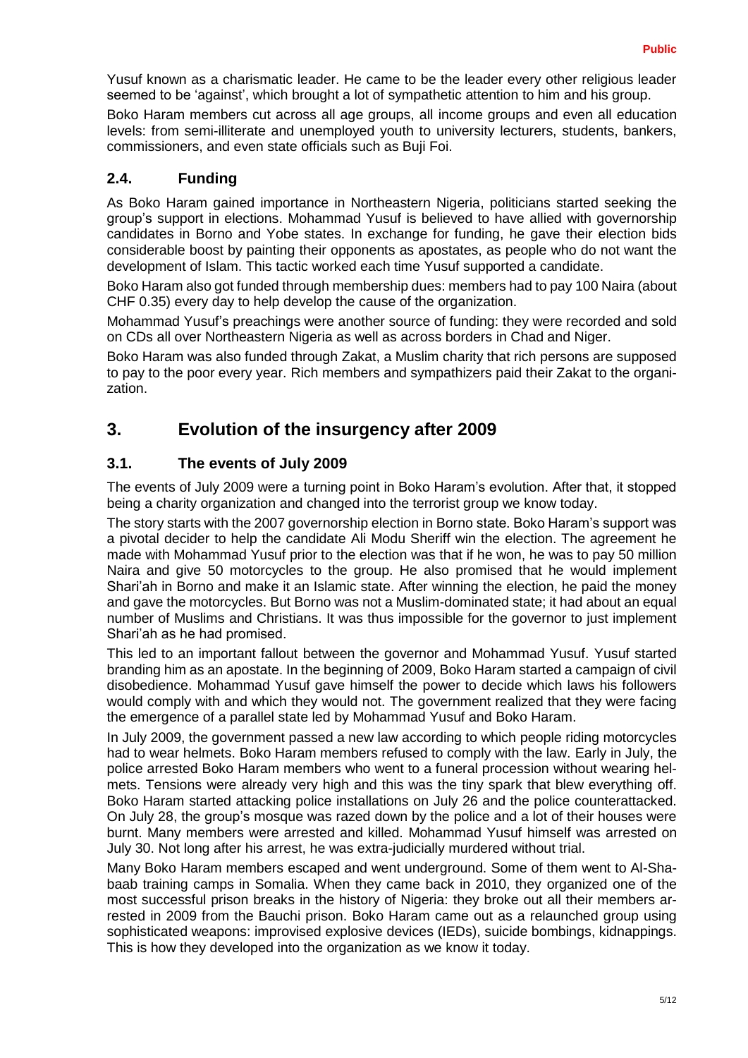Yusuf known as a charismatic leader. He came to be the leader every other religious leader seemed to be 'against', which brought a lot of sympathetic attention to him and his group.

Boko Haram members cut across all age groups, all income groups and even all education levels: from semi-illiterate and unemployed youth to university lecturers, students, bankers, commissioners, and even state officials such as Buji Foi.

### 2.4. Funding

As Boko Haram gained importance in Northeastern Nigeria, politicians started seeking the group's support in elections. Mohammad Yusuf is believed to have allied with governorship candidates in Borno and Yobe states. In exchange for funding, he gave their election bids considerable boost by painting their opponents as apostates, as people who do not want the development of Islam. This tactic worked each time Yusuf supported a candidate.

Boko Haram also got funded through membership dues: members had to pay 100 Naira (about CHF 0.35) every day to help develop the cause of the organization.

Mohammad Yusuf's preachings were another source of funding: they were recorded and sold on CDs all over Northeastern Nigeria as well as across borders in Chad and Niger.

Boko Haram was also funded through Zakat, a Muslim charity that rich persons are supposed to pay to the poor every year. Rich members and sympathizers paid their Zakat to the organization.

## 3. Evolution of the insurgency after 2009

### 3.1. The events of July 2009

The events of July 2009 were a turning point in Boko Haram's evolution. After that, it stopped being a charity organization and changed into the terrorist group we know today.

The story starts with the 2007 governorship election in Borno state. Boko Haram's support was a pivotal decider to help the candidate Ali Modu Sheriff win the election. The agreement he made with Mohammad Yusuf prior to the election was that if he won, he was to pay 50 million Naira and give 50 motorcycles to the group. He also promised that he would implement Shari'ah in Borno and make it an Islamic state. After winning the election, he paid the money and gave the motorcycles. But Borno was not a Muslim-dominated state; it had about an equal number of Muslims and Christians. It was thus impossible for the governor to just implement Shari'ah as he had promised.

This led to an important fallout between the governor and Mohammad Yusuf. Yusuf started branding him as an apostate. In the beginning of 2009, Boko Haram started a campaign of civil disobedience. Mohammad Yusuf gave himself the power to decide which laws his followers would comply with and which they would not. The government realized that they were facing the emergence of a parallel state led by Mohammad Yusuf and Boko Haram.

In July 2009, the government passed a new law according to which people riding motorcycles had to wear helmets. Boko Haram members refused to comply with the law. Early in July, the police arrested Boko Haram members who went to a funeral procession without wearing helmets. Tensions were already very high and this was the tiny spark that blew everything off. Boko Haram started attacking police installations on July 26 and the police counterattacked. On July 28, the group's mosque was razed down by the police and a lot of their houses were burnt. Many members were arrested and killed. Mohammad Yusuf himself was arrested on July 30. Not long after his arrest, he was extra-judicially murdered without trial.

Many Boko Haram members escaped and went underground. Some of them went to Al-Shabaab training camps in Somalia. When they came back in 2010, they organized one of the most successful prison breaks in the history of Nigeria: they broke out all their members arrested in 2009 from the Bauchi prison. Boko Haram came out as a relaunched group using sophisticated weapons: improvised explosive devices (IEDs), suicide bombings, kidnappings. This is how they developed into the organization as we know it today.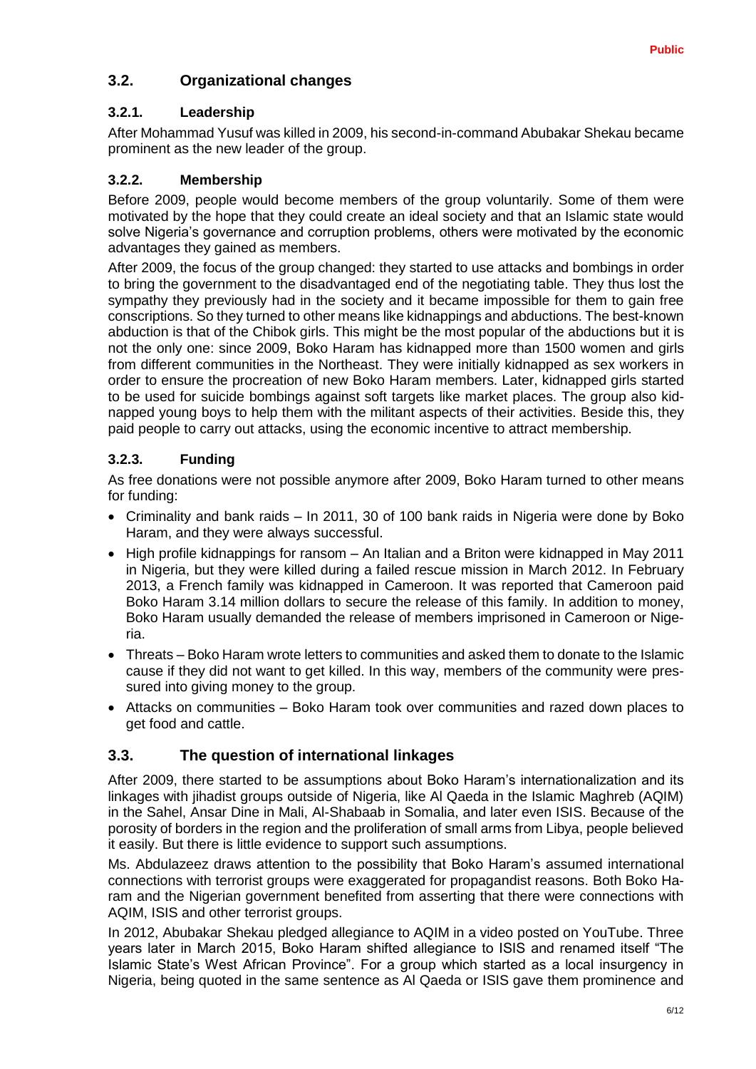## 3.2. Organizational changes

### 3.2.1. Leadership

After Mohammad Yusuf was killed in 2009, his second-in-command Abubakar Shekau became prominent as the new leader of the group.

### 3.2.2. Membership

Before 2009, people would become members of the group voluntarily. Some of them were motivated by the hope that they could create an ideal society and that an Islamic state would solve Nigeria's governance and corruption problems, others were motivated by the economic advantages they gained as members.

After 2009, the focus of the group changed: they started to use attacks and bombings in order to bring the government to the disadvantaged end of the negotiating table. They thus lost the sympathy they previously had in the society and it became impossible for them to gain free conscriptions. So they turned to other means like kidnappings and abductions. The best-known abduction is that of the Chibok girls. This might be the most popular of the abductions but it is not the only one: since 2009, Boko Haram has kidnapped more than 1500 women and girls from different communities in the Northeast. They were initially kidnapped as sex workers in order to ensure the procreation of new Boko Haram members. Later, kidnapped girls started to be used for suicide bombings against soft targets like market places. The group also kidnapped young boys to help them with the militant aspects of their activities. Beside this, they paid people to carry out attacks, using the economic incentive to attract membership.

### 3.2.3. Funding

As free donations were not possible anymore after 2009, Boko Haram turned to other means for funding:

- Criminality and bank raids – In 2011, 30 of 100 bank raids in Nigeria were done by Boko Haram, and they were always successful.
- High profile kidnappings for ransom – An Italian and a Briton were kidnapped in May 2011 in Nigeria, but they were killed during a failed rescue mission in March 2012. In February 2013, a French family was kidnapped in Cameroon. It was reported that Cameroon paid Boko Haram 3.14 million dollars to secure the release of this family. In addition to money, Boko Haram usually demanded the release of members imprisoned in Cameroon or Nigeria.
- Threats – Boko Haram wrote letters to communities and asked them to donate to the Islamic cause if they did not want to get killed. In this way, members of the community were pressured into giving money to the group.
- Attacks on communities – Boko Haram took over communities and razed down places to get food and cattle.

## 3.3. The question of international linkages

After 2009, there started to be assumptions about Boko Haram's internationalization and its linkages with jihadist groups outside of Nigeria, like Al Qaeda in the Islamic Maghreb (AQIM) in the Sahel, Ansar Dine in Mali, Al-Shabaab in Somalia, and later even ISIS. Because of the porosity of borders in the region and the proliferation of small arms from Libya, people believed it easily. But there is little evidence to support such assumptions.

Ms. Abdulazeez draws attention to the possibility that Boko Haram's assumed international connections with terrorist groups were exaggerated for propagandist reasons. Both Boko Haram and the Nigerian government benefited from asserting that there were connections with AQIM, ISIS and other terrorist groups.

In 2012, Abubakar Shekau pledged allegiance to AQIM in a video posted on YouTube. Three years later in March 2015, Boko Haram shifted allegiance to ISIS and renamed itself "The Islamic State's West African Province". For a group which started as a local insurgency in Nigeria, being quoted in the same sentence as Al Qaeda or ISIS gave them prominence and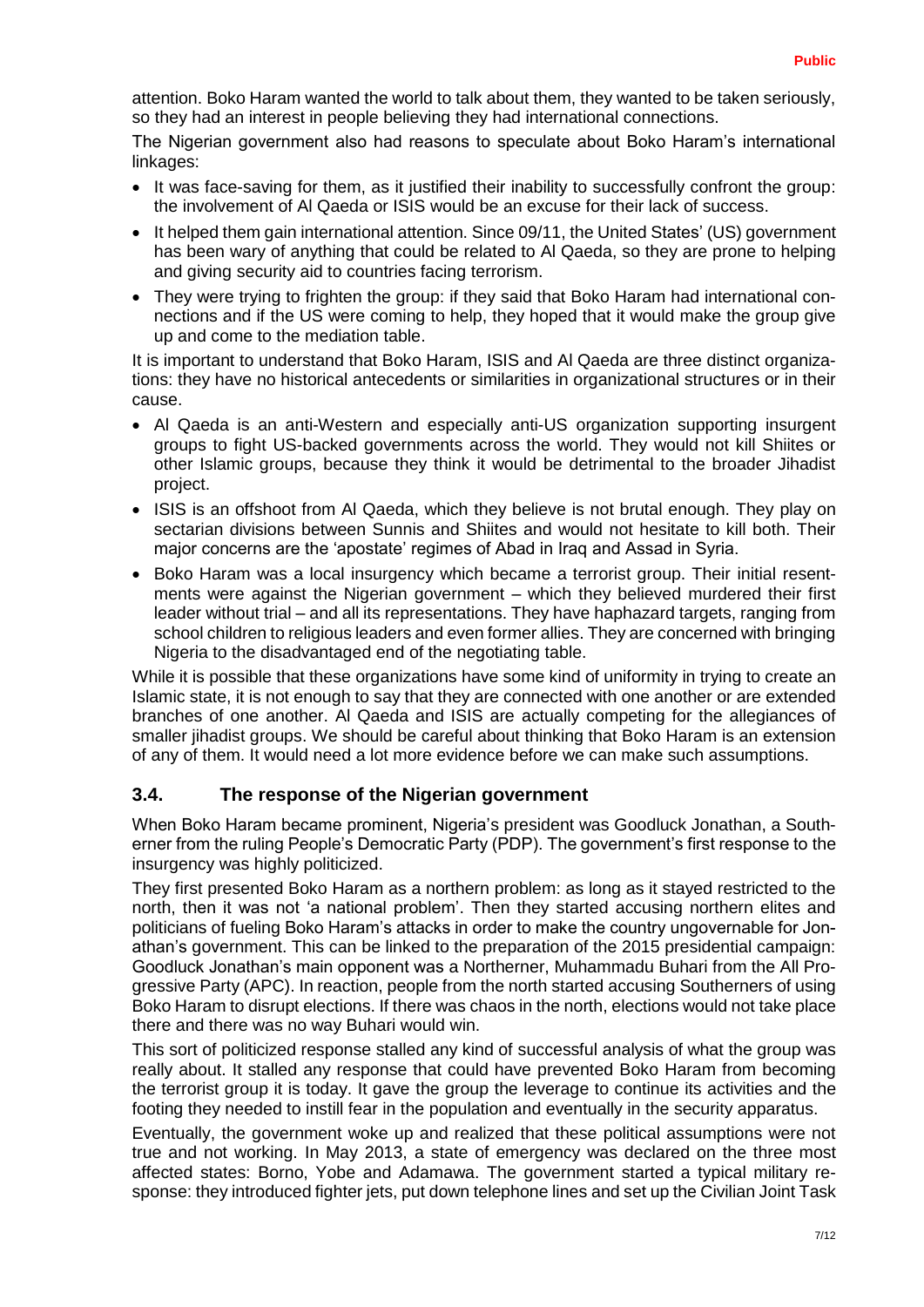attention. Boko Haram wanted the world to talk about them, they wanted to be taken seriously, so they had an interest in people believing they had international connections.

The Nigerian government also had reasons to speculate about Boko Haram's international linkages:

- It was face-saving for them, as it justified their inability to successfully confront the group: the involvement of Al Qaeda or ISIS would be an excuse for their lack of success.
- It helped them gain international attention. Since 09/11, the United States' (US) government has been wary of anything that could be related to Al Qaeda, so they are prone to helping and giving security aid to countries facing terrorism.
- They were trying to frighten the group: if they said that Boko Haram had international connections and if the US were coming to help, they hoped that it would make the group give up and come to the mediation table.

It is important to understand that Boko Haram, ISIS and Al Qaeda are three distinct organizations: they have no historical antecedents or similarities in organizational structures or in their cause.

- Al Qaeda is an anti-Western and especially anti-US organization supporting insurgent groups to fight US-backed governments across the world. They would not kill Shiites or other Islamic groups, because they think it would be detrimental to the broader Jihadist project.
- ISIS is an offshoot from Al Qaeda, which they believe is not brutal enough. They play on sectarian divisions between Sunnis and Shiites and would not hesitate to kill both. Their major concerns are the 'apostate' regimes of Abad in Iraq and Assad in Syria.
- Boko Haram was a local insurgency which became a terrorist group. Their initial resentments were against the Nigerian government – which they believed murdered their first leader without trial – and all its representations. They have haphazard targets, ranging from school children to religious leaders and even former allies. They are concerned with bringing Nigeria to the disadvantaged end of the negotiating table.

While it is possible that these organizations have some kind of uniformity in trying to create an Islamic state, it is not enough to say that they are connected with one another or are extended branches of one another. Al Qaeda and ISIS are actually competing for the allegiances of smaller jihadist groups. We should be careful about thinking that Boko Haram is an extension of any of them. It would need a lot more evidence before we can make such assumptions.

### 3.4. The response of the Nigerian government

When Boko Haram became prominent, Nigeria's president was Goodluck Jonathan, a Southerner from the ruling People's Democratic Party (PDP). The government's first response to the insurgency was highly politicized.

They first presented Boko Haram as a northern problem: as long as it stayed restricted to the north, then it was not 'a national problem'. Then they started accusing northern elites and politicians of fueling Boko Haram's attacks in order to make the country ungovernable for Jonathan's government. This can be linked to the preparation of the 2015 presidential campaign: Goodluck Jonathan's main opponent was a Northerner, Muhammadu Buhari from the All Progressive Party (APC). In reaction, people from the north started accusing Southerners of using Boko Haram to disrupt elections. If there was chaos in the north, elections would not take place there and there was no way Buhari would win.

This sort of politicized response stalled any kind of successful analysis of what the group was really about. It stalled any response that could have prevented Boko Haram from becoming the terrorist group it is today. It gave the group the leverage to continue its activities and the footing they needed to instill fear in the population and eventually in the security apparatus.

Eventually, the government woke up and realized that these political assumptions were not true and not working. In May 2013, a state of emergency was declared on the three most affected states: Borno, Yobe and Adamawa. The government started a typical military response: they introduced fighter jets, put down telephone lines and set up the Civilian Joint Task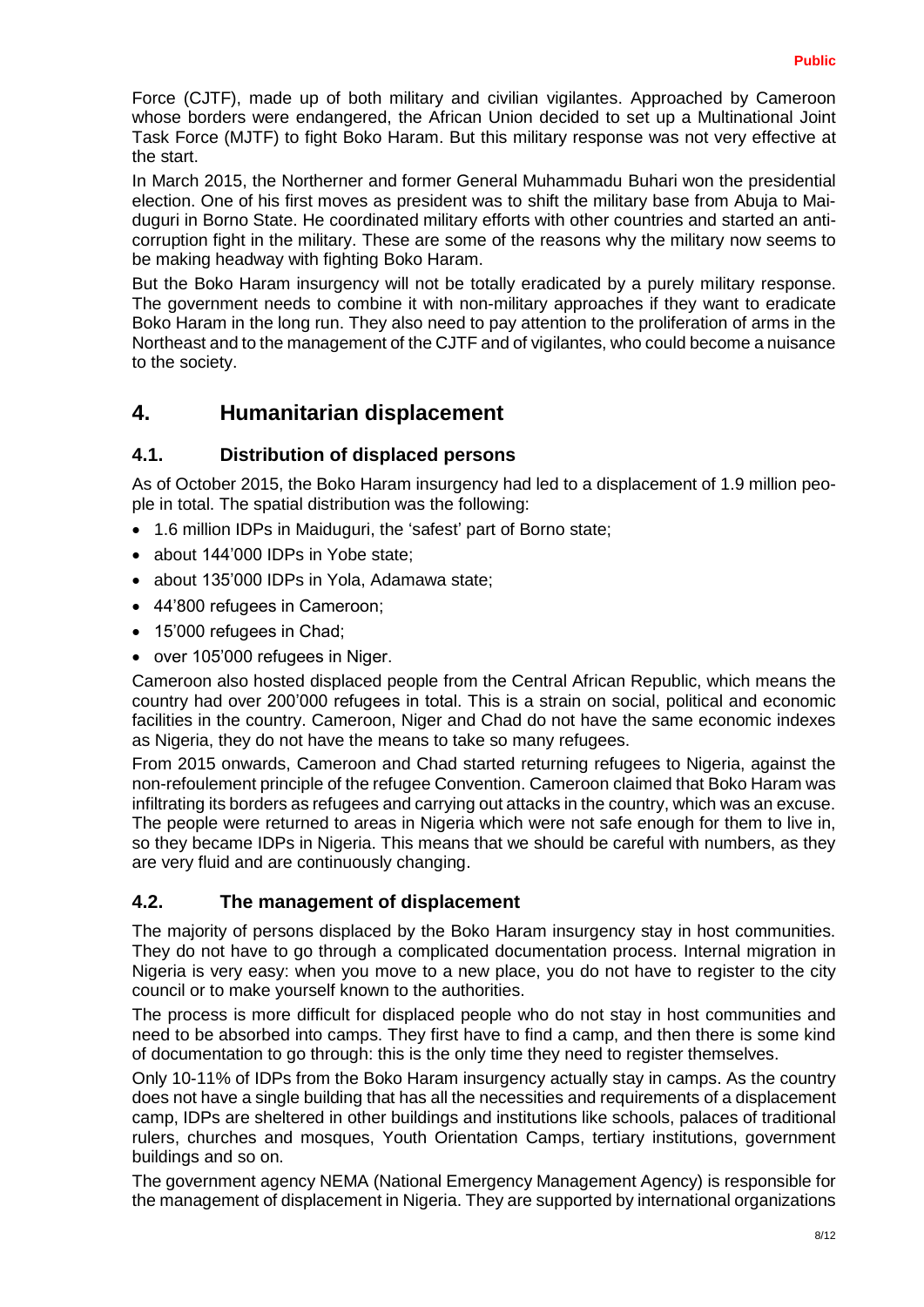Force (CJTF), made up of both military and civilian vigilantes. Approached by Cameroon whose borders were endangered, the African Union decided to set up a Multinational Joint Task Force (MJTF) to fight Boko Haram. But this military response was not very effective at the start.

In March 2015, the Northerner and former General Muhammadu Buhari won the presidential election. One of his first moves as president was to shift the military base from Abuja to Maiduguri in Borno State. He coordinated military efforts with other countries and started an anti-corruption fight in the military. These are some of the reasons why the military now seems to be making headway with fighting Boko Haram.

But the Boko Haram insurgency will not be totally eradicated by a purely military response. The government needs to combine it with non-military approaches if they want to eradicate Boko Haram in the long run. They also need to pay attention to the proliferation of arms in the Northeast and to the management of the CJTF and of vigilantes, who could become a nuisance to the society.

## 4. Humanitarian displacement

### 4.1. Distribution of displaced persons

As of October 2015, the Boko Haram insurgency had led to a displacement of 1.9 million people in total. The spatial distribution was the following:

- 1.6 million IDPs in Maiduguri, the 'safest' part of Borno state;
- about 144'000 IDPs in Yobe state;
- about 135'000 IDPs in Yola, Adamawa state;
- 44'800 refugees in Cameroon;
- 15'000 refugees in Chad;
- over 105'000 refugees in Niger.

Cameroon also hosted displaced people from the Central African Republic, which means the country had over 200'000 refugees in total. This is a strain on social, political and economic facilities in the country. Cameroon, Niger and Chad do not have the same economic indexes as Nigeria, they do not have the means to take so many refugees.

From 2015 onwards, Cameroon and Chad started returning refugees to Nigeria, against the non-refoulement principle of the refugee Convention. Cameroon claimed that Boko Haram was infiltrating its borders as refugees and carrying out attacks in the country, which was an excuse. The people were returned to areas in Nigeria which were not safe enough for them to live in, so they became IDPs in Nigeria. This means that we should be careful with numbers, as they are very fluid and are continuously changing.

### 4.2. The management of displacement

The majority of persons displaced by the Boko Haram insurgency stay in host communities. They do not have to go through a complicated documentation process. Internal migration in Nigeria is very easy: when you move to a new place, you do not have to register to the city council or to make yourself known to the authorities.

The process is more difficult for displaced people who do not stay in host communities and need to be absorbed into camps. They first have to find a camp, and then there is some kind of documentation to go through: this is the only time they need to register themselves.

Only 10-11% of IDPs from the Boko Haram insurgency actually stay in camps. As the country does not have a single building that has all the necessities and requirements of a displacement camp, IDPs are sheltered in other buildings and institutions like schools, palaces of traditional rulers, churches and mosques, Youth Orientation Camps, tertiary institutions, government buildings and so on.

The government agency NEMA (National Emergency Management Agency) is responsible for the management of displacement in Nigeria. They are supported by international organizations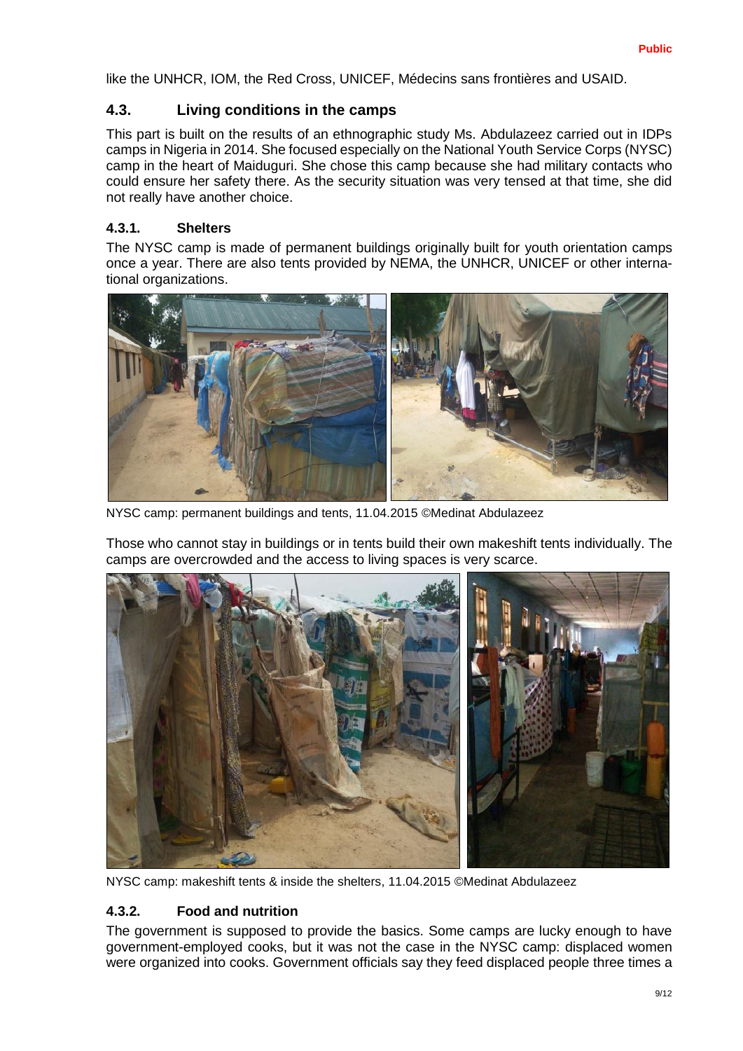like the UNHCR, IOM, the Red Cross, UNICEF, Médecins sans frontières and USAID.

## 4.3. Living conditions in the camps

This part is built on the results of an ethnographic study Ms. Abdulazeez carried out in IDPs camps in Nigeria in 2014. She focused especially on the National Youth Service Corps (NYSC) camp in the heart of Maiduguri. She chose this camp because she had military contacts who could ensure her safety there. As the security situation was very tensed at that time, she did not really have another choice.

### 4.3.1. Shelters

The NYSC camp is made of permanent buildings originally built for youth orientation camps once a year. There are also tents provided by NEMA, the UNHCR, UNICEF or other international organizations.

NYSC camp: permanent buildings and tents, 11.04.2015 ©Medinat Abdulazeez

Those who cannot stay in buildings or in tents build their own makeshift tents individually. The camps are overcrowded and the access to living spaces is very scarce.

NYSC camp: makeshift tents & inside the shelters, 11.04.2015 ©Medinat Abdulazeez

### 4.3.2. Food and nutrition

The government is supposed to provide the basics. Some camps are lucky enough to have government-employed cooks, but it was not the case in the NYSC camp: displaced women were organized into cooks. Government officials say they feed displaced people three times a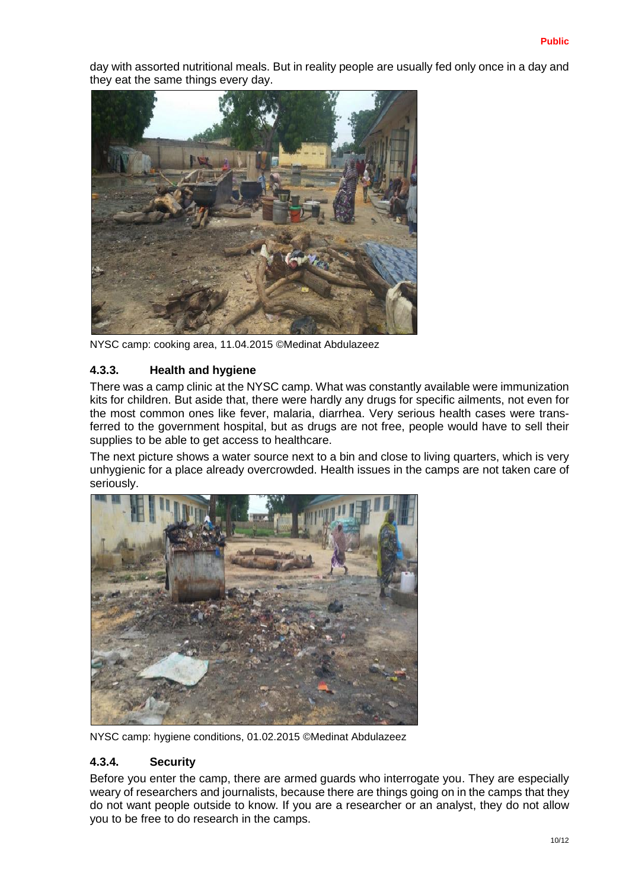day with assorted nutritional meals. But in reality people are usually fed only once in a day and they eat the same things every day.

NYSC camp: cooking area, 11.04.2015 ©Medinat Abdulazeez

#### 4.3.3. Health and hygiene

There was a camp clinic at the NYSC camp. What was constantly available were immunization kits for children. But aside that, there were hardly any drugs for specific ailments, not even for the most common ones like fever, malaria, diarrhea. Very serious health cases were transferred to the government hospital, but as drugs are not free, people would have to sell their supplies to be able to get access to healthcare.

The next picture shows a water source next to a bin and close to living quarters, which is very unhygienic for a place already overcrowded. Health issues in the camps are not taken care of seriously.

NYSC camp: hygiene conditions, 01.02.2015 ©Medinat Abdulazeez

#### 4.3.4. Security

Before you enter the camp, there are armed guards who interrogate you. They are especially weary of researchers and journalists, because there are things going on in the camps that they do not want people outside to know. If you are a researcher or an analyst, they do not allow you to be free to do research in the camps.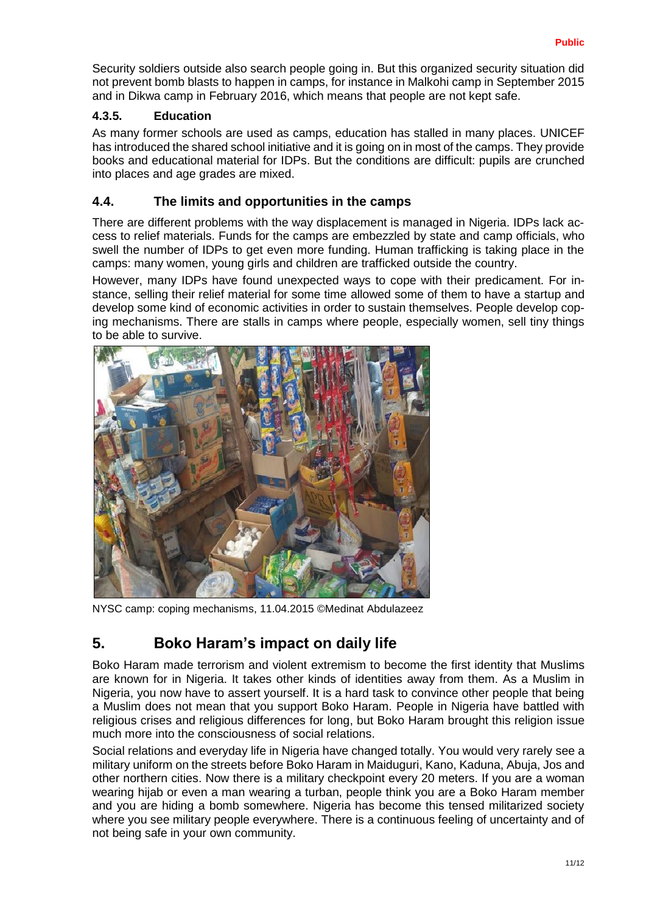Security soldiers outside also search people going in. But this organized security situation did not prevent bomb blasts to happen in camps, for instance in Malkohi camp in September 2015 and in Dikwa camp in February 2016, which means that people are not kept safe.

#### 4.3.5. Education

As many former schools are used as camps, education has stalled in many places. UNICEF has introduced the shared school initiative and it is going on in most of the camps. They provide books and educational material for IDPs. But the conditions are difficult: pupils are crunched into places and age grades are mixed.

### 4.4. The limits and opportunities in the camps

There are different problems with the way displacement is managed in Nigeria. IDPs lack access to relief materials. Funds for the camps are embezzled by state and camp officials, who swell the number of IDPs to get even more funding. Human trafficking is taking place in the camps: many women, young girls and children are trafficked outside the country.

However, many IDPs have found unexpected ways to cope with their predicament. For instance, selling their relief material for some time allowed some of them to have a startup and develop some kind of economic activities in order to sustain themselves. People develop coping mechanisms. There are stalls in camps where people, especially women, sell tiny things to be able to survive.

NYSC camp: coping mechanisms, 11.04.2015 ©Medinat Abdulazeez

## 5. Boko Haram's impact on daily life

Boko Haram made terrorism and violent extremism to become the first identity that Muslims are known for in Nigeria. It takes other kinds of identities away from them. As a Muslim in Nigeria, you now have to assert yourself. It is a hard task to convince other people that being a Muslim does not mean that you support Boko Haram. People in Nigeria have battled with religious crises and religious differences for long, but Boko Haram brought this religion issue much more into the consciousness of social relations.

Social relations and everyday life in Nigeria have changed totally. You would very rarely see a military uniform on the streets before Boko Haram in Maiduguri, Kano, Kaduna, Abuja, Jos and other northern cities. Now there is a military checkpoint every 20 meters. If you are a woman wearing hijab or even a man wearing a turban, people think you are a Boko Haram member and you are hiding a bomb somewhere. Nigeria has become this tensed militarized society where you see military people everywhere. There is a continuous feeling of uncertainty and of not being safe in your own community.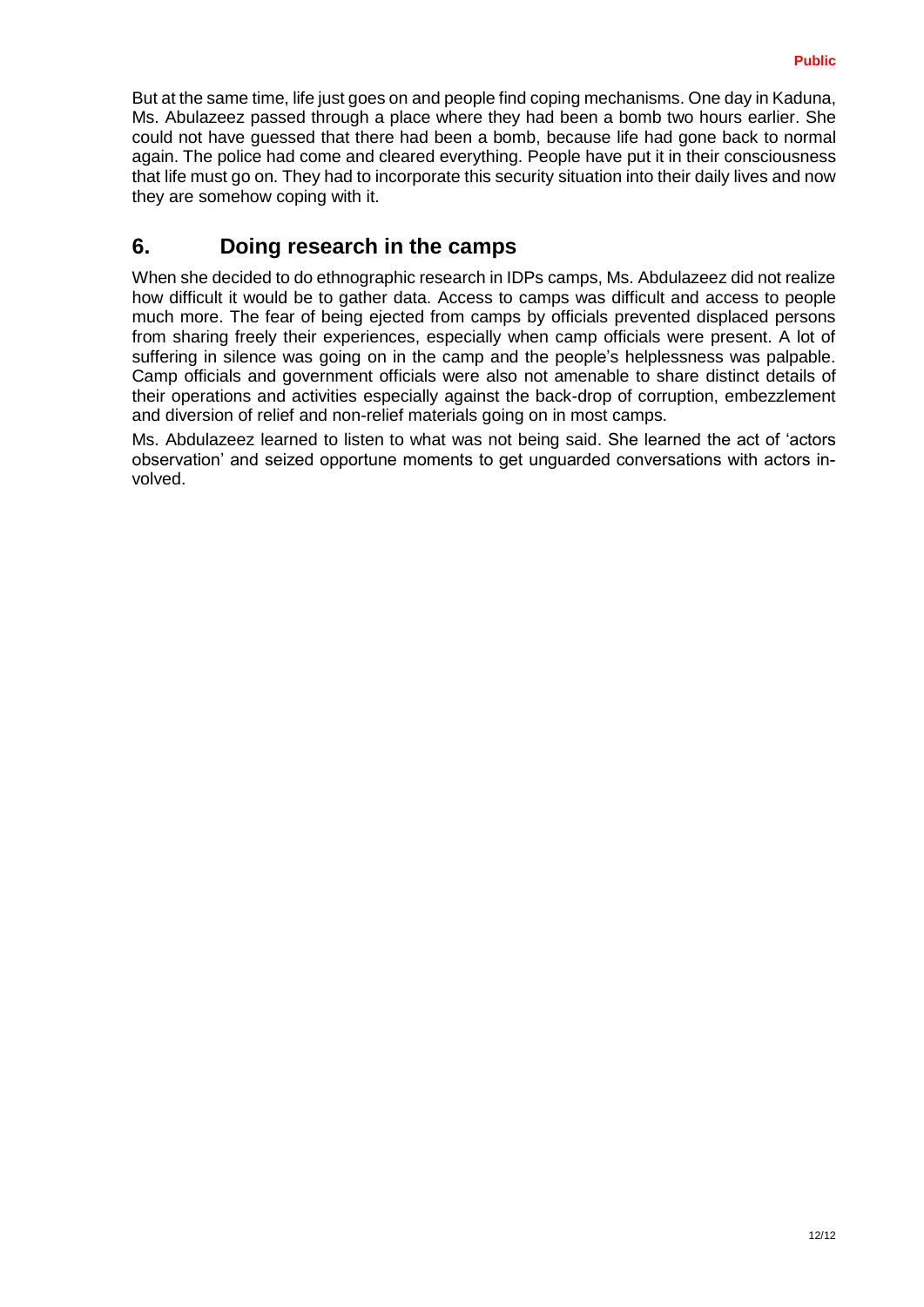But at the same time, life just goes on and people find coping mechanisms. One day in Kaduna, Ms. Abulazeez passed through a place where they had been a bomb two hours earlier. She could not have guessed that there had been a bomb, because life had gone back to normal again. The police had come and cleared everything. People have put it in their consciousness that life must go on. They had to incorporate this security situation into their daily lives and now they are somehow coping with it.

## 6. Doing research in the camps

When she decided to do ethnographic research in IDPs camps, Ms. Abdulazeez did not realize how difficult it would be to gather data. Access to camps was difficult and access to people much more. The fear of being ejected from camps by officials prevented displaced persons from sharing freely their experiences, especially when camp officials were present. A lot of suffering in silence was going on in the camp and the people's helplessness was palpable. Camp officials and government officials were also not amenable to share distinct details of their operations and activities especially against the back-drop of corruption, embezzlement and diversion of relief and non-relief materials going on in most camps.

Ms. Abdulazeez learned to listen to what was not being said. She learned the act of 'actors observation' and seized opportune moments to get unguarded conversations with actors involved.